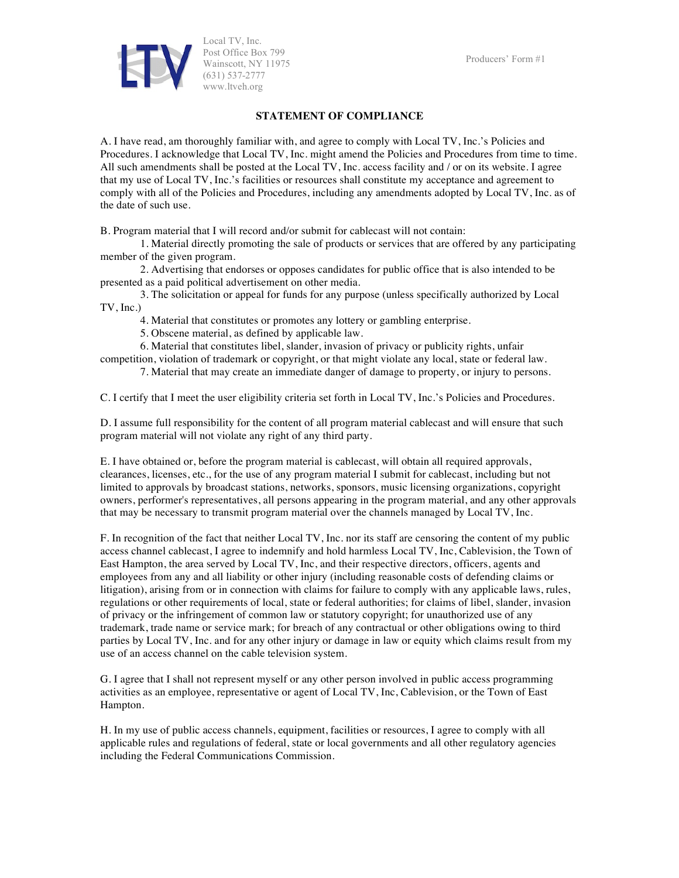Local TV, Inc.
Post Office Box 799
Wainscott, NY 11975
(631) 537-2777
www.ltveh.org

Producers' Form #1

## STATEMENT OF COMPLIANCE

A. I have read, am thoroughly familiar with, and agree to comply with Local TV, Inc.'s Policies and Procedures. I acknowledge that Local TV, Inc. might amend the Policies and Procedures from time to time. All such amendments shall be posted at the Local TV, Inc. access facility and / or on its website. I agree that my use of Local TV, Inc.'s facilities or resources shall constitute my acceptance and agreement to comply with all of the Policies and Procedures, including any amendments adopted by Local TV, Inc. as of the date of such use.

B. Program material that I will record and/or submit for cablecast will not contain:

1. Material directly promoting the sale of products or services that are offered by any participating member of the given program.
2. Advertising that endorses or opposes candidates for public office that is also intended to be presented as a paid political advertisement on other media.
3. The solicitation or appeal for funds for any purpose (unless specifically authorized by Local TV, Inc.)
4. Material that constitutes or promotes any lottery or gambling enterprise.
5. Obscene material, as defined by applicable law.
6. Material that constitutes libel, slander, invasion of privacy or publicity rights, unfair competition, violation of trademark or copyright, or that might violate any local, state or federal law.
7. Material that may create an immediate danger of damage to property, or injury to persons.

C. I certify that I meet the user eligibility criteria set forth in Local TV, Inc.'s Policies and Procedures.

D. I assume full responsibility for the content of all program material cablecast and will ensure that such program material will not violate any right of any third party.

E. I have obtained or, before the program material is cablecast, will obtain all required approvals, clearances, licenses, etc., for the use of any program material I submit for cablecast, including but not limited to approvals by broadcast stations, networks, sponsors, music licensing organizations, copyright owners, performer's representatives, all persons appearing in the program material, and any other approvals that may be necessary to transmit program material over the channels managed by Local TV, Inc.

F. In recognition of the fact that neither Local TV, Inc. nor its staff are censoring the content of my public access channel cablecast, I agree to indemnify and hold harmless Local TV, Inc, Cablevision, the Town of East Hampton, the area served by Local TV, Inc, and their respective directors, officers, agents and employees from any and all liability or other injury (including reasonable costs of defending claims or litigation), arising from or in connection with claims for failure to comply with any applicable laws, rules, regulations or other requirements of local, state or federal authorities; for claims of libel, slander, invasion of privacy or the infringement of common law or statutory copyright; for unauthorized use of any trademark, trade name or service mark; for breach of any contractual or other obligations owing to third parties by Local TV, Inc. and for any other injury or damage in law or equity which claims result from my use of an access channel on the cable television system.

G. I agree that I shall not represent myself or any other person involved in public access programming activities as an employee, representative or agent of Local TV, Inc, Cablevision, or the Town of East Hampton.

H. In my use of public access channels, equipment, facilities or resources, I agree to comply with all applicable rules and regulations of federal, state or local governments and all other regulatory agencies including the Federal Communications Commission.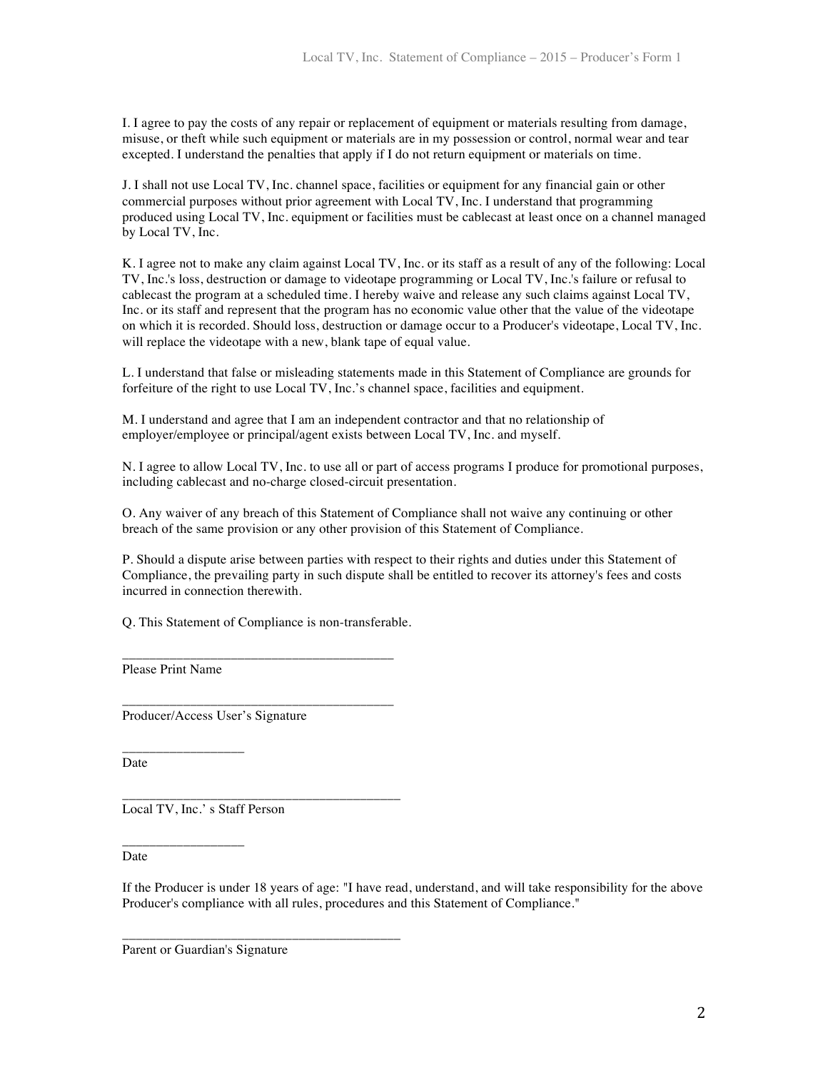I. I agree to pay the costs of any repair or replacement of equipment or materials resulting from damage, misuse, or theft while such equipment or materials are in my possession or control, normal wear and tear excepted. I understand the penalties that apply if I do not return equipment or materials on time.

J. I shall not use Local TV, Inc. channel space, facilities or equipment for any financial gain or other commercial purposes without prior agreement with Local TV, Inc. I understand that programming produced using Local TV, Inc. equipment or facilities must be cablecast at least once on a channel managed by Local TV, Inc.

K. I agree not to make any claim against Local TV, Inc. or its staff as a result of any of the following: Local TV, Inc.'s loss, destruction or damage to videotape programming or Local TV, Inc.'s failure or refusal to cablecast the program at a scheduled time. I hereby waive and release any such claims against Local TV, Inc. or its staff and represent that the program has no economic value other that the value of the videotape on which it is recorded. Should loss, destruction or damage occur to a Producer's videotape, Local TV, Inc. will replace the videotape with a new, blank tape of equal value.

L. I understand that false or misleading statements made in this Statement of Compliance are grounds for forfeiture of the right to use Local TV, Inc.'s channel space, facilities and equipment.

M. I understand and agree that I am an independent contractor and that no relationship of employer/employee or principal/agent exists between Local TV, Inc. and myself.

N. I agree to allow Local TV, Inc. to use all or part of access programs I produce for promotional purposes, including cablecast and no-charge closed-circuit presentation.

O. Any waiver of any breach of this Statement of Compliance shall not waive any continuing or other breach of the same provision or any other provision of this Statement of Compliance.

P. Should a dispute arise between parties with respect to their rights and duties under this Statement of Compliance, the prevailing party in such dispute shall be entitled to recover its attorney's fees and costs incurred in connection therewith.

Q. This Statement of Compliance is non-transferable.

________________________________________
Please Print Name

________________________________________
Producer/Access User's Signature

_________________
Date

_________________________________________
Local TV, Inc.' s Staff Person

_________________
Date

If the Producer is under 18 years of age: "I have read, understand, and will take responsibility for the above Producer's compliance with all rules, procedures and this Statement of Compliance."

_________________________________________
Parent or Guardian's Signature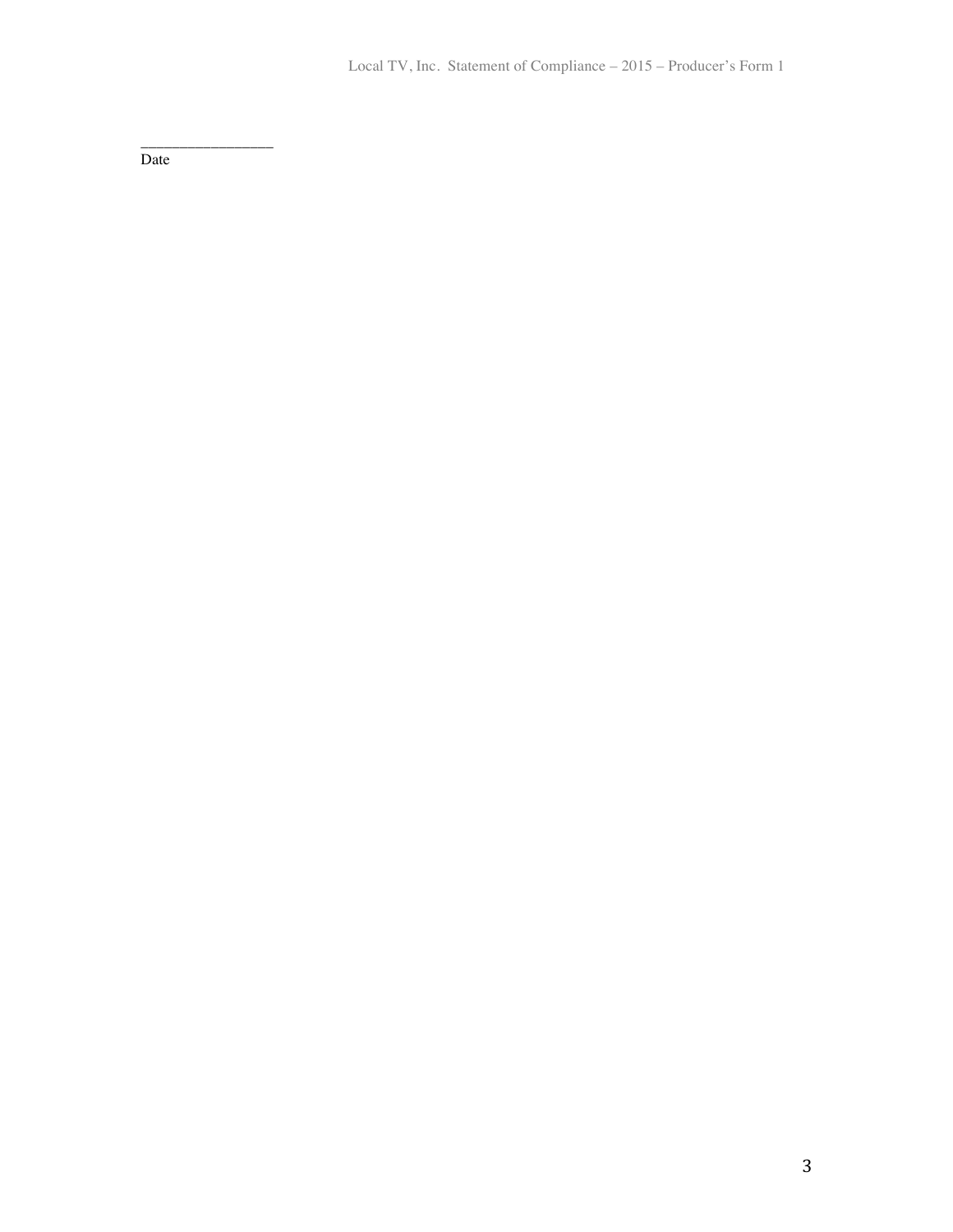_________________

Date